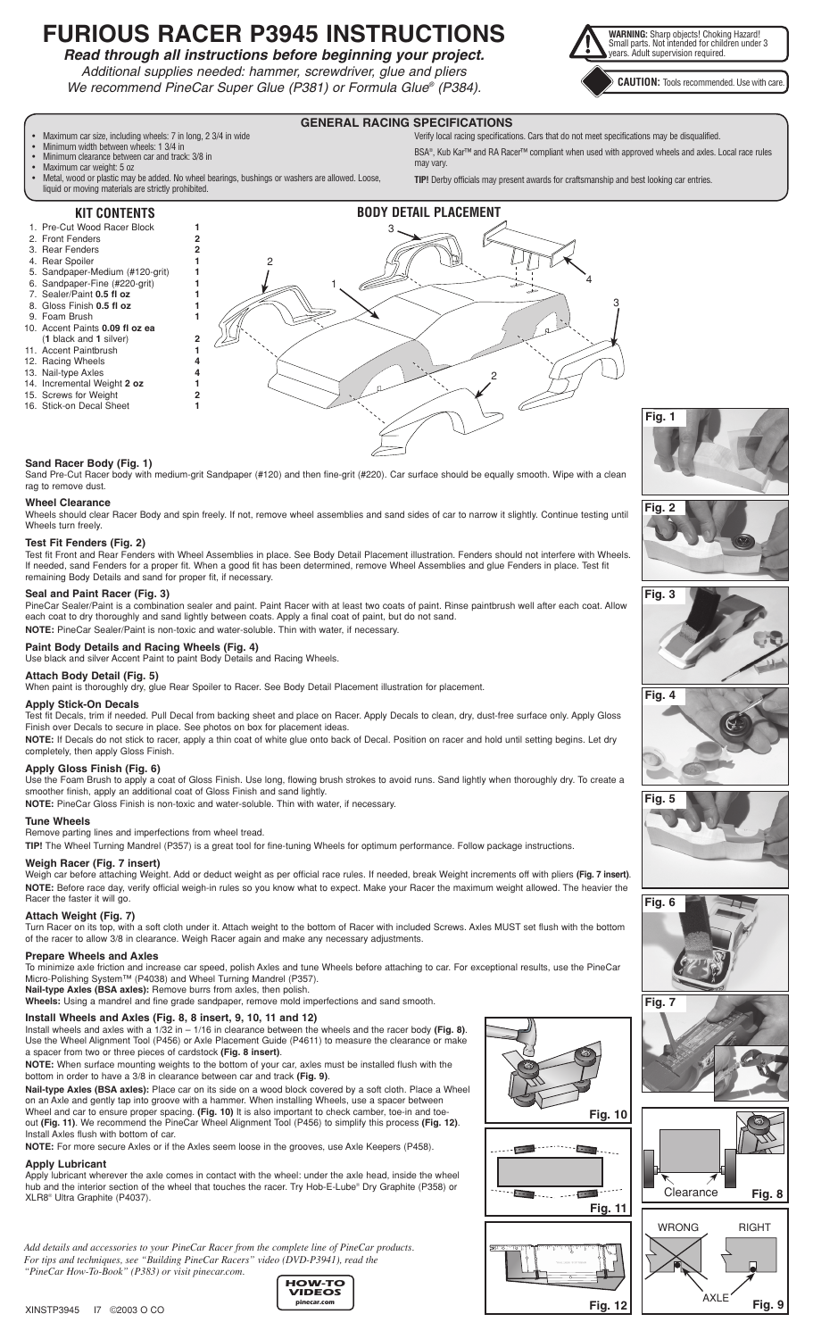# FURIOUS RACER P3945 INSTRUCTIONS

***Read through all instructions before beginning your project.***

*Additional supplies needed: hammer, screwdriver, glue and pliers*
*We recommend PineCar Super Glue (P381) or Formula Glue® (P384).*

**WARNING:** Sharp objects! Choking Hazard! Small parts. Not intended for children under 3 years. Adult supervision required.

**CAUTION:** Tools recommended. Use with care.

## GENERAL RACING SPECIFICATIONS

- Maximum car size, including wheels: 7 in long, 2 3/4 in wide
- Minimum width between wheels: 1 3/4 in
- Minimum clearance between car and track: 3/8 in
- Maximum car weight: 5 oz
- Metal, wood or plastic may be added. No wheel bearings, bushings or washers are allowed. Loose, liquid or moving materials are strictly prohibited.

Verify local racing specifications. Cars that do not meet specifications may be disqualified.

BSA®, Kub Kar™ and RA Racer™ compliant when used with approved wheels and axles. Local race rules may vary.

**TIP!** Derby officials may present awards for craftsmanship and best looking car entries.

## KIT CONTENTS

| | Item | Qty |
|---|---|---|
| 1. | Pre-Cut Wood Racer Block | 1 |
| 2. | Front Fenders | 2 |
| 3. | Rear Fenders | 2 |
| 4. | Rear Spoiler | 1 |
| 5. | Sandpaper-Medium (#120-grit) | 1 |
| 6. | Sandpaper-Fine (#220-grit) | 1 |
| 7. | Sealer/Paint **0.5 fl oz** | 1 |
| 8. | Gloss Finish **0.5 fl oz** | 1 |
| 9. | Foam Brush | 1 |
| 10. | Accent Paints **0.09 fl oz ea** (**1** black and **1** silver) | 2 |
| 11. | Accent Paintbrush | 1 |
| 12. | Racing Wheels | 4 |
| 13. | Nail-type Axles | 4 |
| 14. | Incremental Weight **2 oz** | 1 |
| 15. | Screws for Weight | 2 |
| 16. | Stick-on Decal Sheet | 1 |

## BODY DETAIL PLACEMENT

### Sand Racer Body (Fig. 1)

Sand Pre-Cut Racer body with medium-grit Sandpaper (#120) and then fine-grit (#220). Car surface should be equally smooth. Wipe with a clean rag to remove dust.

### Wheel Clearance

Wheels should clear Racer Body and spin freely. If not, remove wheel assemblies and sand sides of car to narrow it slightly. Continue testing until Wheels turn freely.

### Test Fit Fenders (Fig. 2)

Test fit Front and Rear Fenders with Wheel Assemblies in place. See Body Detail Placement illustration. Fenders should not interfere with Wheels. If needed, sand Fenders for a proper fit. When a good fit has been determined, remove Wheel Assemblies and glue Fenders in place. Test fit remaining Body Details and sand for proper fit, if necessary.

### Seal and Paint Racer (Fig. 3)

PineCar Sealer/Paint is a combination sealer and paint. Paint Racer with at least two coats of paint. Rinse paintbrush well after each coat. Allow each coat to dry thoroughly and sand lightly between coats. Apply a final coat of paint, but do not sand.

**NOTE:** PineCar Sealer/Paint is non-toxic and water-soluble. Thin with water, if necessary.

### Paint Body Details and Racing Wheels (Fig. 4)

Use black and silver Accent Paint to paint Body Details and Racing Wheels.

### Attach Body Detail (Fig. 5)

When paint is thoroughly dry, glue Rear Spoiler to Racer. See Body Detail Placement illustration for placement.

### Apply Stick-On Decals

Test fit Decals, trim if needed. Pull Decal from backing sheet and place on Racer. Apply Decals to clean, dry, dust-free surface only. Apply Gloss Finish over Decals to secure in place. See photos on box for placement ideas.

**NOTE:** If Decals do not stick to racer, apply a thin coat of white glue onto back of Decal. Position on racer and hold until setting begins. Let dry completely, then apply Gloss Finish.

### Apply Gloss Finish (Fig. 6)

Use the Foam Brush to apply a coat of Gloss Finish. Use long, flowing brush strokes to avoid runs. Sand lightly when thoroughly dry. To create a smoother finish, apply an additional coat of Gloss Finish and sand lightly.

**NOTE:** PineCar Gloss Finish is non-toxic and water-soluble. Thin with water, if necessary.

### Tune Wheels

Remove parting lines and imperfections from wheel tread.

**TIP!** The Wheel Turning Mandrel (P357) is a great tool for fine-tuning Wheels for optimum performance. Follow package instructions.

### Weigh Racer (Fig. 7 insert)

Weigh car before attaching Weight. Add or deduct weight as per official race rules. If needed, break Weight increments off with pliers **(Fig. 7 insert)**.

**NOTE:** Before race day, verify official weigh-in rules so you know what to expect. Make your Racer the maximum weight allowed. The heavier the Racer the faster it will go.

### Attach Weight (Fig. 7)

Turn Racer on its top, with a soft cloth under it. Attach weight to the bottom of Racer with included Screws. Axles MUST set flush with the bottom of the racer to allow 3/8 in clearance. Weigh Racer again and make any necessary adjustments.

### Prepare Wheels and Axles

To minimize axle friction and increase car speed, polish Axles and tune Wheels before attaching to car. For exceptional results, use the PineCar Micro-Polishing System™ (P4038) and Wheel Turning Mandrel (P357).

**Nail-type Axles (BSA axles):** Remove burrs from axles, then polish.

**Wheels:** Using a mandrel and fine grade sandpaper, remove mold imperfections and sand smooth.

### Install Wheels and Axles (Fig. 8, 8 insert, 9, 10, 11 and 12)

Install wheels and axles with a 1/32 in – 1/16 in clearance between the wheels and the racer body **(Fig. 8)**. Use the Wheel Alignment Tool (P456) or Axle Placement Guide (P4611) to measure the clearance or make a spacer from two or three pieces of cardstock **(Fig. 8 insert)**.

**NOTE:** When surface mounting weights to the bottom of your car, axles must be installed flush with the bottom in order to have a 3/8 in clearance between car and track **(Fig. 9)**.

**Nail-type Axles (BSA axles):** Place car on its side on a wood block covered by a soft cloth. Place a Wheel on an Axle and gently tap into groove with a hammer. When installing Wheels, use a spacer between Wheel and car to ensure proper spacing. **(Fig. 10)** It is also important to check camber, toe-in and toe-out **(Fig. 11)**. We recommend the PineCar Wheel Alignment Tool (P456) to simplify this process **(Fig. 12)**. Install Axles flush with bottom of car.

**NOTE:** For more secure Axles or if the Axles seem loose in the grooves, use Axle Keepers (P458).

### Apply Lubricant

Apply lubricant wherever the axle comes in contact with the wheel: under the axle head, inside the wheel hub and the interior section of the wheel that touches the racer. Try Hob-E-Lube® Dry Graphite (P358) or XLR8® Ultra Graphite (P4037).

*Add details and accessories to your PineCar Racer from the complete line of PineCar products. For tips and techniques, see "Building PineCar Racers" video (DVD-P3941), read the "PineCar How-To-Book" (P383) or visit pinecar.com.*

HOW-TO VIDEOS pinecar.com

XINSTP3945 I7 ©2003 O CO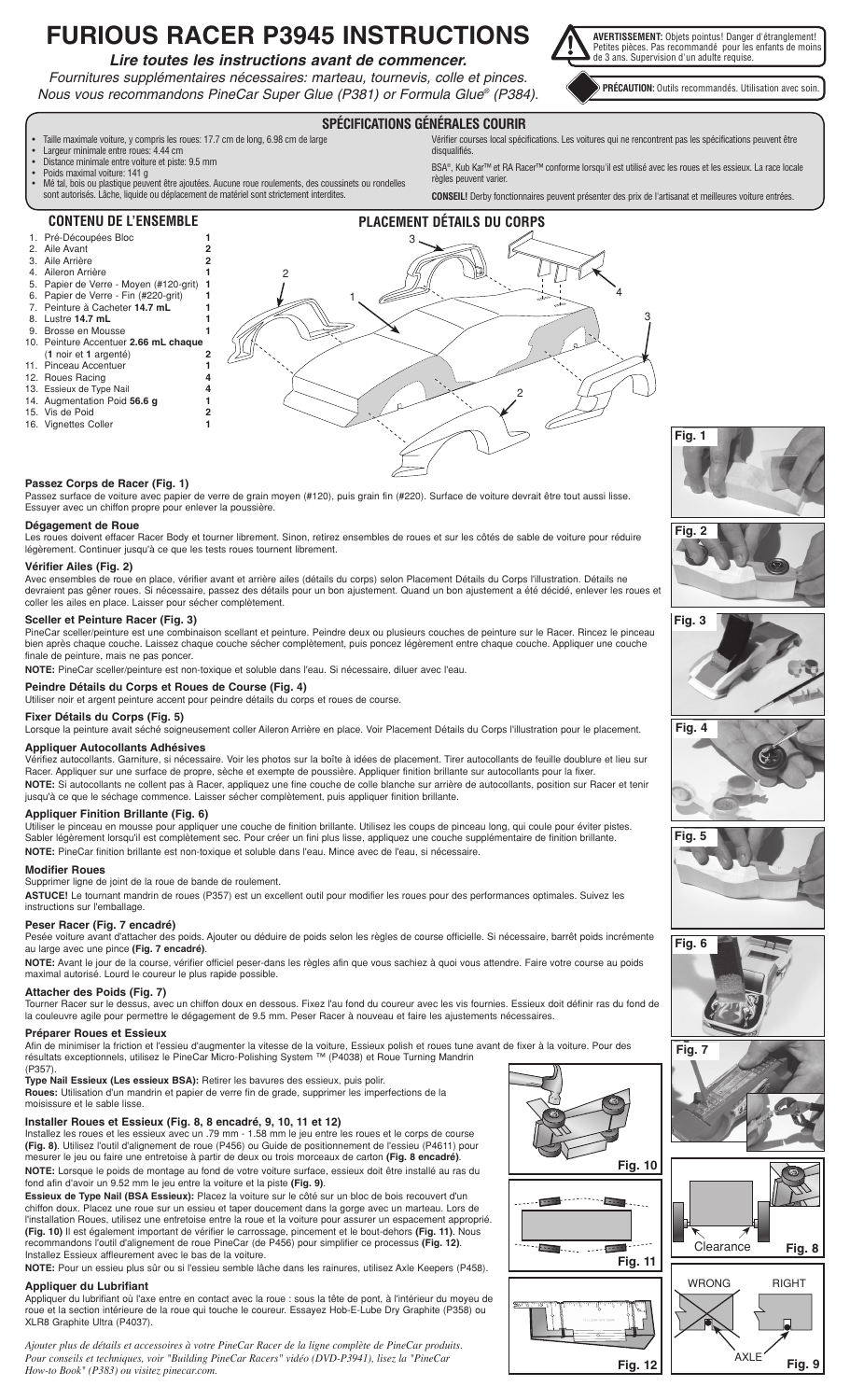# FURIOUS RACER P3945 INSTRUCTIONS

*Lire toutes les instructions avant de commencer.*

*Fournitures supplémentaires nécessaires: marteau, tournevis, colle et pinces. Nous vous recommandons PineCar Super Glue (P381) or Formula Glue® (P384).*

**AVERTISSEMENT:** Objets pointus! Danger d'étranglement! Petites pièces. Pas recommandé pour les enfants de moins de 3 ans. Supervision d'un adulte requise.

**PRÉCAUTION:** Outils recommandés. Utilisation avec soin.

## SPÉCIFICATIONS GÉNÉRALES COURIR

- Taille maximale voiture, y compris les roues: 17.7 cm de long, 6.98 cm de large
- Largeur minimale entre roues: 4.44 cm
- Distance minimale entre voiture et piste: 9.5 mm
- Poids maximal voiture: 141 g
- Mé tal, bois ou plastique peuvent être ajoutées. Aucune roue roulements, des coussinets ou rondelles sont autorisés. Lâche, liquide ou déplacement de matériel sont strictement interdites.

Vérifier courses local spécifications. Les voitures qui ne rencontrent pas les spécifications peuvent être disqualifiés.

BSA®, Kub Kar™ et RA Racer™ conforme lorsqu'il est utilisé avec les roues et les essieux. La race locale règles peuvent varier.

**CONSEIL!** Derby fonctionnaires peuvent présenter des prix de l'artisanat et meilleures voiture entrées.

## CONTENU DE L'ENSEMBLE

| | | |
|---|---|---|
| 1. | Pré-Découpées Bloc | 1 |
| 2. | Aile Avant | 2 |
| 3. | Aile Arrière | 2 |
| 4. | Aileron Arrière | 1 |
| 5. | Papier de Verre - Moyen (#120-grit) | 1 |
| 6. | Papier de Verre - Fin (#220-grit) | 1 |
| 7. | Peinture à Cacheter **14.7 mL** | 1 |
| 8. | Lustre **14.7 mL** | 1 |
| 9. | Brosse en Mousse | 1 |
| 10. | Peinture Accentuer **2.66 mL chaque** (**1** noir et **1** argenté) | 2 |
| 11. | Pinceau Accentuer | 1 |
| 12. | Roues Racing | 4 |
| 13. | Essieux de Type Nail | 4 |
| 14. | Augmentation Poid **56.6 g** | 1 |
| 15. | Vis de Poid | 2 |
| 16. | Vignettes Coller | 1 |

## PLACEMENT DÉTAILS DU CORPS

1
2
3
4
3
2

### Passez Corps de Racer (Fig. 1)

Passez surface de voiture avec papier de verre de grain moyen (#120), puis grain fin (#220). Surface de voiture devrait être tout aussi lisse. Essuyer avec un chiffon propre pour enlever la poussière.

### Dégagement de Roue

Les roues doivent effacer Racer Body et tourner librement. Sinon, retirez ensembles de roues et sur les côtés de sable de voiture pour réduire légèrement. Continuer jusqu'à ce que les tests roues tournent librement.

### Vérifier Ailes (Fig. 2)

Avec ensembles de roue en place, vérifier avant et arrière ailes (détails du corps) selon Placement Détails du Corps l'illustration. Détails ne devraient pas gêner roues. Si nécessaire, passez des détails pour un bon ajustement. Quand un bon ajustement a été décidé, enlever les roues et coller les ailes en place. Laisser pour sécher complètement.

### Sceller et Peinture Racer (Fig. 3)

PineCar sceller/peinture est une combinaison scellant et peinture. Peindre deux ou plusieurs couches de peinture sur le Racer. Rincez le pinceau bien après chaque couche. Laissez chaque couche sécher complètement, puis poncez légèrement entre chaque couche. Appliquer une couche finale de peinture, mais ne pas poncer.

**NOTE:** PineCar sceller/peinture est non-toxique et soluble dans l'eau. Si nécessaire, diluer avec l'eau.

### Peindre Détails du Corps et Roues de Course (Fig. 4)

Utiliser noir et argent peinture accent pour peindre détails du corps et roues de course.

### Fixer Détails du Corps (Fig. 5)

Lorsque la peinture avait séché soigneusement coller Aileron Arrière en place. Voir Placement Détails du Corps l'illustration pour le placement.

### Appliquer Autocollants Adhésives

Vérifiez autocollants. Garniture, si nécessaire. Voir les photos sur la boîte à idées de placement. Tirer autocollants de feuille doublure et lieu sur Racer. Appliquer sur une surface de propre, sèche et exempte de poussière. Appliquer finition brillante sur autocollants pour la fixer.

**NOTE:** Si autocollants ne collent pas à Racer, appliquez une fine couche de colle blanche sur arrière de autocollants, position sur Racer et tenir jusqu'à ce que le séchage commence. Laisser sécher complètement, puis appliquer finition brillante.

### Appliquer Finition Brillante (Fig. 6)

Utiliser le pinceau en mousse pour appliquer une couche de finition brillante. Utilisez les coups de pinceau long, qui coule pour éviter pistes. Sabler légèrement lorsqu'il est complètement sec. Pour créer un fini plus lisse, appliquez une couche supplémentaire de finition brillante.

**NOTE:** PineCar finition brillante est non-toxique et soluble dans l'eau. Mince avec de l'eau, si nécessaire.

### Modifier Roues

Supprimer ligne de joint de la roue de bande de roulement.

**ASTUCE!** Le tournant mandrin de roues (P357) est un excellent outil pour modifier les roues pour des performances optimales. Suivez les instructions sur l'emballage.

### Peser Racer (Fig. 7 encadré)

Pesée voiture avant d'attacher des poids. Ajouter ou déduire de poids selon les règles de course officielle. Si nécessaire, barrêt poids incrémente au large avec une pince **(Fig. 7 encadré)**.

**NOTE:** Avant le jour de la course, vérifier officiel peser-dans les règles afin que vous sachiez à quoi vous attendre. Faire votre course au poids maximal autorisé. Lourd le coureur le plus rapide possible.

### Attacher des Poids (Fig. 7)

Tourner Racer sur le dessus, avec un chiffon doux en dessous. Fixez l'au fond du coureur avec les vis fournies. Essieux doit définir ras du fond de la couleuvre agile pour permettre le dégagement de 9.5 mm. Peser Racer à nouveau et faire les ajustements nécessaires.

### Préparer Roues et Essieux

Afin de minimiser la friction et l'essieu d'augmenter la vitesse de la voiture, Essieux polish et roues tune avant de fixer à la voiture. Pour des résultats exceptionnels, utilisez le PineCar Micro-Polishing System ™ (P4038) et Roue Turning Mandrin (P357).

**Type Nail Essieux (Les essieux BSA):** Retirer les bavures des essieux, puis polir.

**Roues:** Utilisation d'un mandrin et papier de verre fin de grade, supprimer les imperfections de la moisissure et le sable lisse.

### Installer Roues et Essieux (Fig. 8, 8 encadré, 9, 10, 11 et 12)

Installez les roues et les essieux avec un .79 mm - 1.58 mm le jeu entre les roues et le corps de course **(Fig. 8)**. Utilisez l'outil d'alignement de roue (P456) ou Guide de positionnement de l'essieu (P4611) pour mesurer le jeu ou faire une entretoise à partir de deux ou trois morceaux de carton **(Fig. 8 encadré)**.

**NOTE:** Lorsque le poids de montage au fond de votre voiture surface, essieux doit être installé au ras du fond afin d'avoir un 9.52 mm le jeu entre la voiture et la piste **(Fig. 9)**.

**Essieux de Type Nail (BSA Essieux):** Placez la voiture sur le côté sur un bloc de bois recouvert d'un chiffon doux. Placez une roue sur un essieu et taper doucement dans la gorge avec un marteau. Lors de l'installation Roues, utilisez une entretoise entre la roue et la voiture pour assurer un espacement approprié. **(Fig. 10)** Il est également important de vérifier le carrossage, pincement et le bout-dehors **(Fig. 11)**. Nous recommandons l'outil d'alignement de roue PineCar (de P456) pour simplifier ce processus **(Fig. 12)**. Installez Essieux affleurement avec le bas de la voiture.

**NOTE:** Pour un essieu plus sûr ou si l'essieu semble lâche dans les rainures, utilisez Axle Keepers (P458).

### Appliquer du Lubrifiant

Appliquer du lubrifiant où l'axe entre en contact avec la roue : sous la tête de pont, à l'intérieur du moyeu de roue et la section intérieure de la roue qui touche le coureur. Essayez Hob-E-Lube Dry Graphite (P358) ou XLR8 Graphite Ultra (P4037).

*Ajouter plus de détails et accessoires à votre PineCar Racer de la ligne complète de PineCar produits. Pour conseils et techniques, voir "Building PineCar Racers" vidéo (DVD-P3941), lisez la "PineCar How-to Book" (P383) ou visitez pinecar.com.*

Fig. 1

Fig. 2

Fig. 3

Fig. 4

Fig. 5

Fig. 6

Fig. 7

Fig. 10

Fig. 11

Fig. 12

Clearance

Fig. 8

WRONG

RIGHT

AXLE

Fig. 9